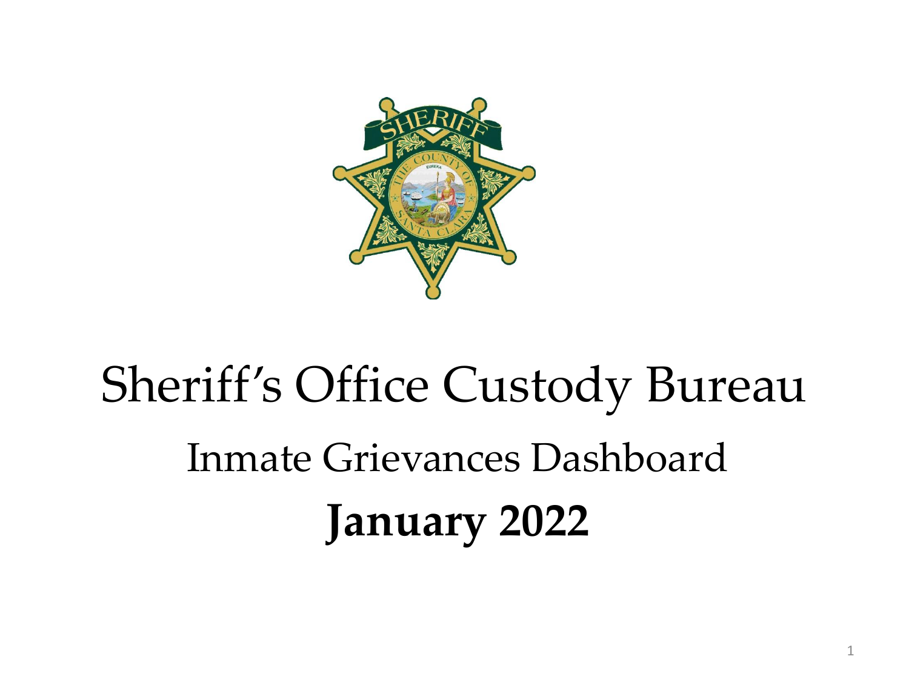# Sheriff's Office Custody Bureau

## Inmate Grievances Dashboard

**January 2022**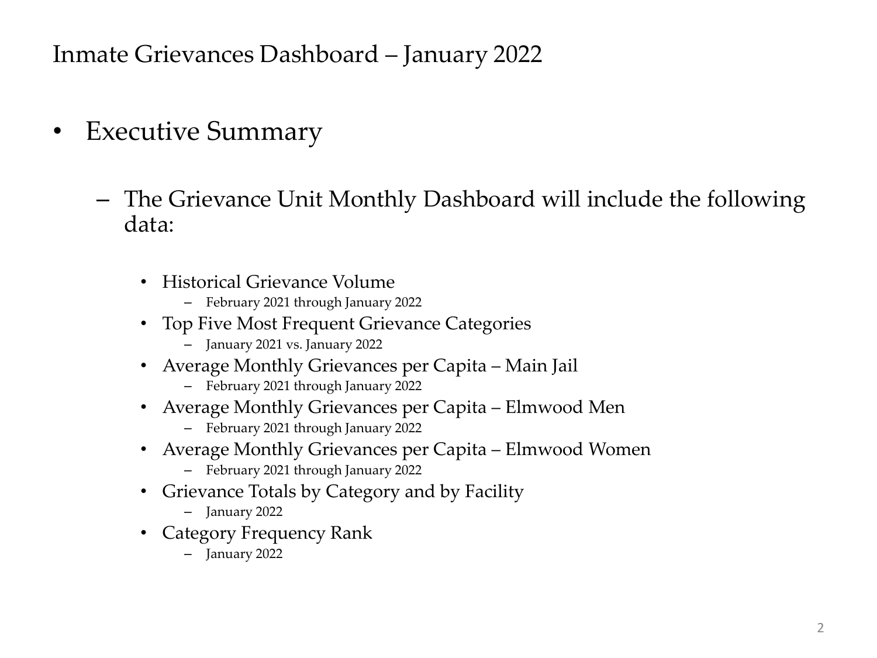# Inmate Grievances Dashboard – January 2022

- Executive Summary
  - The Grievance Unit Monthly Dashboard will include the following data:
    - Historical Grievance Volume
      - February 2021 through January 2022
    - Top Five Most Frequent Grievance Categories
      - January 2021 vs. January 2022
    - Average Monthly Grievances per Capita – Main Jail
      - February 2021 through January 2022
    - Average Monthly Grievances per Capita – Elmwood Men
      - February 2021 through January 2022
    - Average Monthly Grievances per Capita – Elmwood Women
      - February 2021 through January 2022
    - Grievance Totals by Category and by Facility
      - January 2022
    - Category Frequency Rank
      - January 2022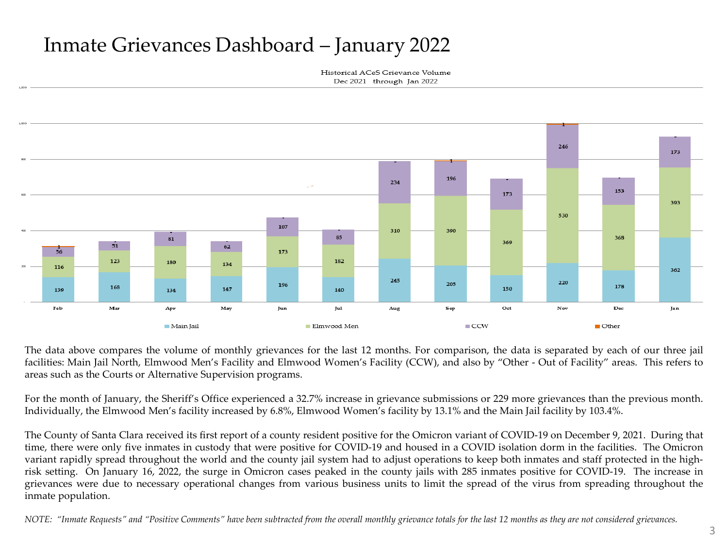# Inmate Grievances Dashboard – January 2022

Historical ACeS Grievance Volume
Dec 2021 through Jan 2022

| Month | Main Jail | Elmwood Men | CCW | Other |
|---|---|---|---|---|
| Feb | 139 | 116 | 56 | 1 |
| Mar | 168 | 123 | 51 | |
| Apr | 134 | 180 | 81 | |
| May | 147 | 134 | 62 | |
| Jun | 196 | 173 | 107 | |
| Jul | 140 | 182 | 85 | |
| Aug | 245 | 310 | 234 | |
| Sep | 205 | 390 | 196 | 1 |
| Oct | 150 | 369 | 173 | |
| Nov | 220 | 530 | 246 | 1 |
| Dec | 178 | 368 | 153 | |
| Jan | 362 | 393 | 173 | |

The data above compares the volume of monthly grievances for the last 12 months. For comparison, the data is separated by each of our three jail facilities: Main Jail North, Elmwood Men's Facility and Elmwood Women's Facility (CCW), and also by "Other - Out of Facility" areas. This refers to areas such as the Courts or Alternative Supervision programs.

For the month of January, the Sheriff's Office experienced a 32.7% increase in grievance submissions or 229 more grievances than the previous month. Individually, the Elmwood Men's facility increased by 6.8%, Elmwood Women's facility by 13.1% and the Main Jail facility by 103.4%.

The County of Santa Clara received its first report of a county resident positive for the Omicron variant of COVID-19 on December 9, 2021. During that time, there were only five inmates in custody that were positive for COVID-19 and housed in a COVID isolation dorm in the facilities. The Omicron variant rapidly spread throughout the world and the county jail system had to adjust operations to keep both inmates and staff protected in the high-risk setting. On January 16, 2022, the surge in Omicron cases peaked in the county jails with 285 inmates positive for COVID-19. The increase in grievances were due to necessary operational changes from various business units to limit the spread of the virus from spreading throughout the inmate population.

*NOTE: "Inmate Requests" and "Positive Comments" have been subtracted from the overall monthly grievance totals for the last 12 months as they are not considered grievances.*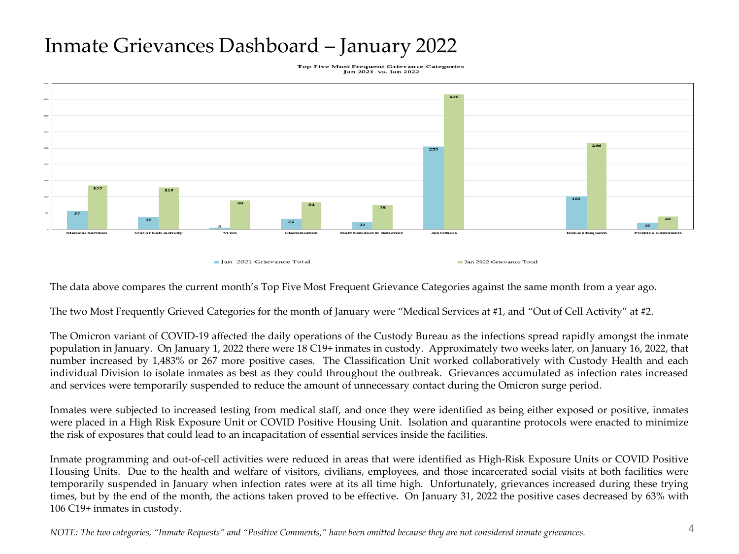# Inmate Grievances Dashboard – January 2022

**Top Five Most Frequent Grievance Categories**
**Jan 2021 vs. Jan 2022**

| Category | Jan 2021 Grievance Total | Jan 2022 Grievance Total |
|---|---|---|
| Medical Services | 57 | 135 |
| Out of Cell Activity | 38 | 129 |
| Visits | 5 | 89 |
| Classification | 32 | 84 |
| Staff Conduct & Behavior | 22 | 75 |
| All Others | 255 | 416 |
| Inmate Requests | 102 | 266 |
| Positive Comments | 20 | 40 |

The data above compares the current month's Top Five Most Frequent Grievance Categories against the same month from a year ago.

The two Most Frequently Grieved Categories for the month of January were "Medical Services at #1, and "Out of Cell Activity" at #2.

The Omicron variant of COVID-19 affected the daily operations of the Custody Bureau as the infections spread rapidly amongst the inmate population in January. On January 1, 2022 there were 18 C19+ inmates in custody. Approximately two weeks later, on January 16, 2022, that number increased by 1,483% or 267 more positive cases. The Classification Unit worked collaboratively with Custody Health and each individual Division to isolate inmates as best as they could throughout the outbreak. Grievances accumulated as infection rates increased and services were temporarily suspended to reduce the amount of unnecessary contact during the Omicron surge period.

Inmates were subjected to increased testing from medical staff, and once they were identified as being either exposed or positive, inmates were placed in a High Risk Exposure Unit or COVID Positive Housing Unit. Isolation and quarantine protocols were enacted to minimize the risk of exposures that could lead to an incapacitation of essential services inside the facilities.

Inmate programming and out-of-cell activities were reduced in areas that were identified as High-Risk Exposure Units or COVID Positive Housing Units. Due to the health and welfare of visitors, civilians, employees, and those incarcerated social visits at both facilities were temporarily suspended in January when infection rates were at its all time high. Unfortunately, grievances increased during these trying times, but by the end of the month, the actions taken proved to be effective. On January 31, 2022 the positive cases decreased by 63% with 106 C19+ inmates in custody.

*NOTE: The two categories, "Inmate Requests" and "Positive Comments," have been omitted because they are not considered inmate grievances.*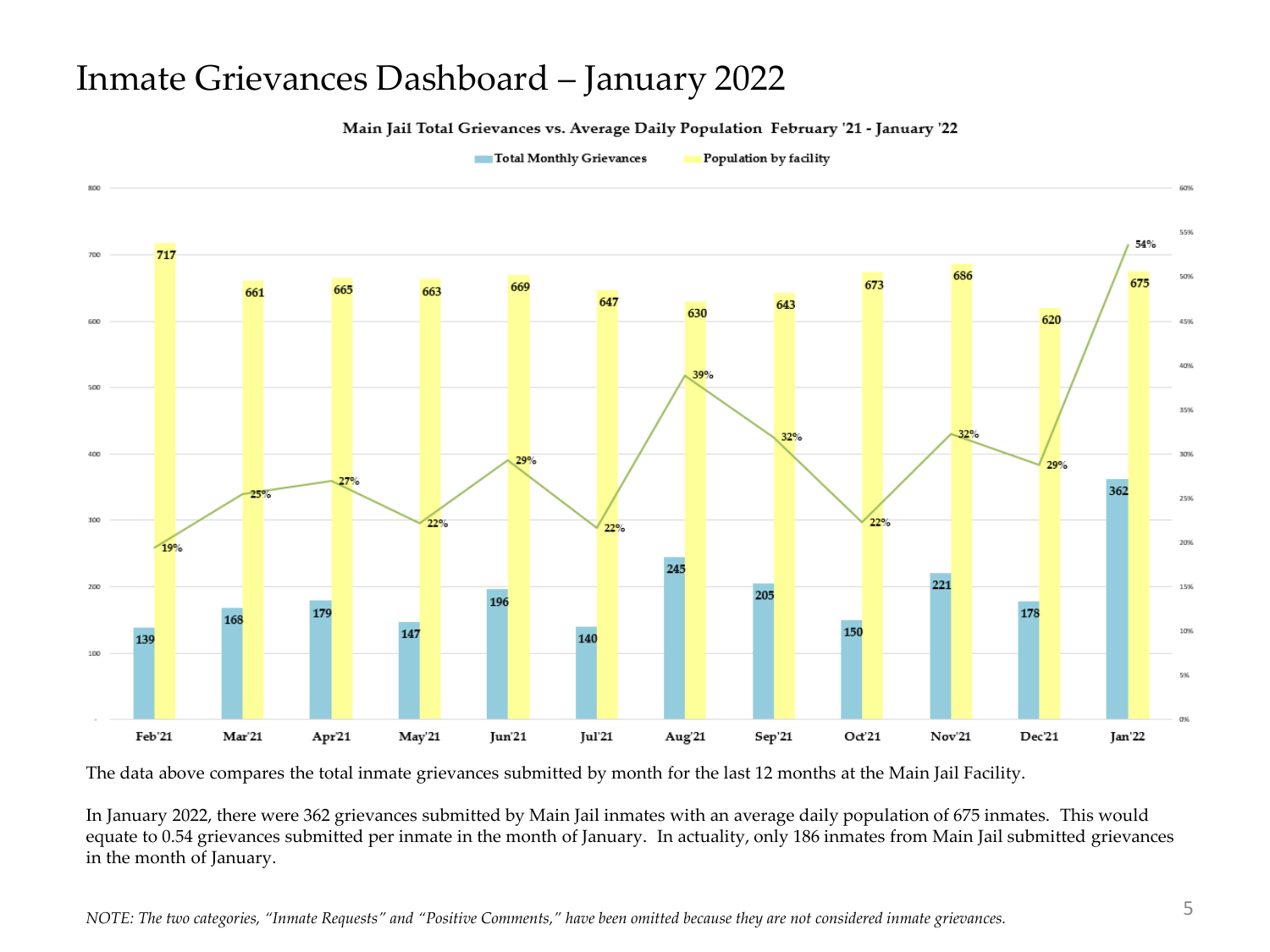# Inmate Grievances Dashboard – January 2022

**Main Jail Total Grievances vs. Average Daily Population February '21 - January '22**

| Month | Total Monthly Grievances | Population by facility | % |
|---|---|---|---|
| Feb'21 | 139 | 717 | 19% |
| Mar'21 | 168 | 661 | 25% |
| Apr'21 | 179 | 665 | 27% |
| May'21 | 147 | 663 | 22% |
| Jun'21 | 196 | 669 | 29% |
| Jul'21 | 140 | 647 | 22% |
| Aug'21 | 245 | 630 | 39% |
| Sep'21 | 205 | 643 | 32% |
| Oct'21 | 150 | 673 | 22% |
| Nov'21 | 221 | 686 | 32% |
| Dec'21 | 178 | 620 | 29% |
| Jan'22 | 362 | 675 | 54% |

The data above compares the total inmate grievances submitted by month for the last 12 months at the Main Jail Facility.

In January 2022, there were 362 grievances submitted by Main Jail inmates with an average daily population of 675 inmates. This would equate to 0.54 grievances submitted per inmate in the month of January. In actuality, only 186 inmates from Main Jail submitted grievances in the month of January.

*NOTE: The two categories, "Inmate Requests" and "Positive Comments," have been omitted because they are not considered inmate grievances.*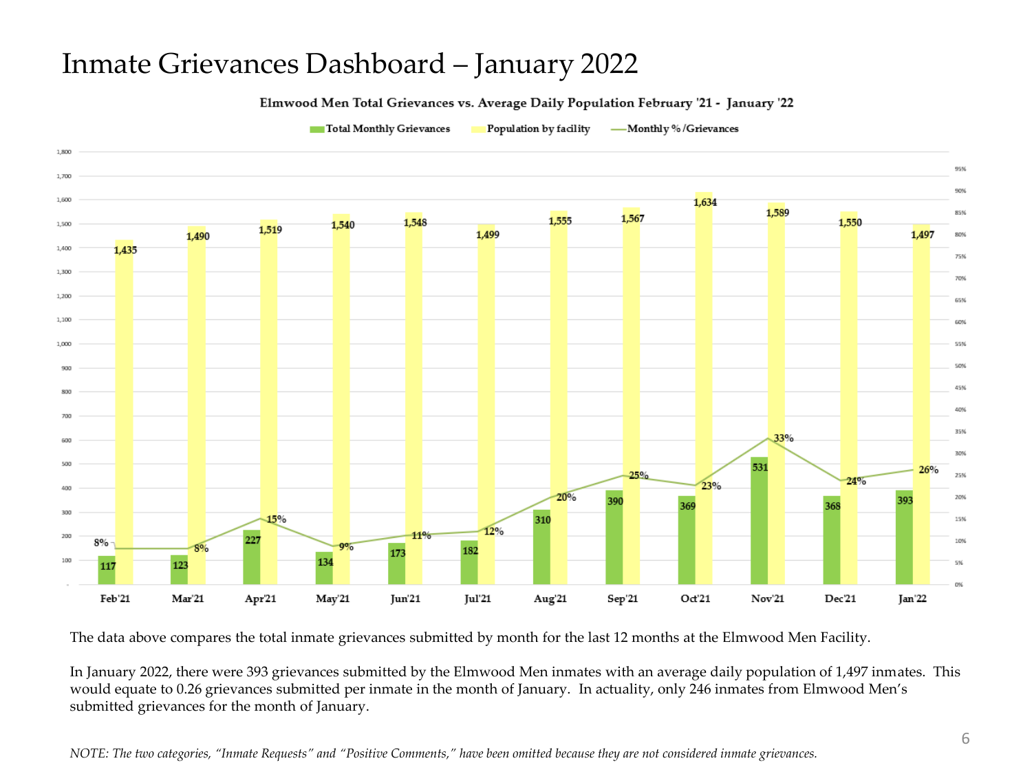# Inmate Grievances Dashboard – January 2022

**Elmwood Men Total Grievances vs. Average Daily Population February '21 - January '22**

| Month | Total Monthly Grievances | Population by facility | Monthly % /Grievances |
|---|---|---|---|
| Feb'21 | 117 | 1,435 | 8% |
| Mar'21 | 123 | 1,490 | 8% |
| Apr'21 | 227 | 1,519 | 15% |
| May'21 | 134 | 1,540 | 9% |
| Jun'21 | 173 | 1,548 | 11% |
| Jul'21 | 182 | 1,499 | 12% |
| Aug'21 | 310 | 1,555 | 20% |
| Sep'21 | 390 | 1,567 | 25% |
| Oct'21 | 369 | 1,634 | 23% |
| Nov'21 | 531 | 1,589 | 33% |
| Dec'21 | 368 | 1,550 | 24% |
| Jan'22 | 393 | 1,497 | 26% |

The data above compares the total inmate grievances submitted by month for the last 12 months at the Elmwood Men Facility.

In January 2022, there were 393 grievances submitted by the Elmwood Men inmates with an average daily population of 1,497 inmates. This would equate to 0.26 grievances submitted per inmate in the month of January. In actuality, only 246 inmates from Elmwood Men's submitted grievances for the month of January.

*NOTE: The two categories, "Inmate Requests" and "Positive Comments," have been omitted because they are not considered inmate grievances.*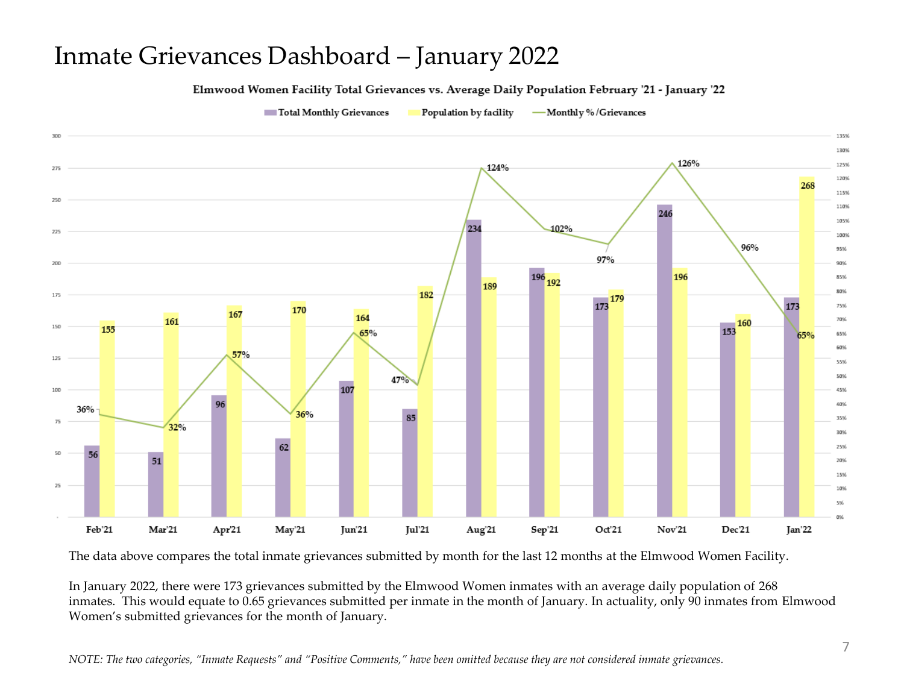# Inmate Grievances Dashboard – January 2022

**Elmwood Women Facility Total Grievances vs. Average Daily Population February '21 - January '22**

| Month | Total Monthly Grievances | Population by facility | Monthly % /Grievances |
|---|---|---|---|
| Feb'21 | 56 | 155 | 36% |
| Mar'21 | 51 | 161 | 32% |
| Apr'21 | 96 | 167 | 57% |
| May'21 | 62 | 170 | 36% |
| Jun'21 | 107 | 164 | 65% |
| Jul'21 | 85 | 182 | 47% |
| Aug'21 | 234 | 189 | 124% |
| Sep'21 | 196 | 192 | 102% |
| Oct'21 | 173 | 179 | 97% |
| Nov'21 | 246 | 196 | 126% |
| Dec'21 | 153 | 160 | 96% |
| Jan'22 | 173 | 268 | 65% |

The data above compares the total inmate grievances submitted by month for the last 12 months at the Elmwood Women Facility.

In January 2022, there were 173 grievances submitted by the Elmwood Women inmates with an average daily population of 268 inmates. This would equate to 0.65 grievances submitted per inmate in the month of January. In actuality, only 90 inmates from Elmwood Women's submitted grievances for the month of January.

*NOTE: The two categories, "Inmate Requests" and "Positive Comments," have been omitted because they are not considered inmate grievances.*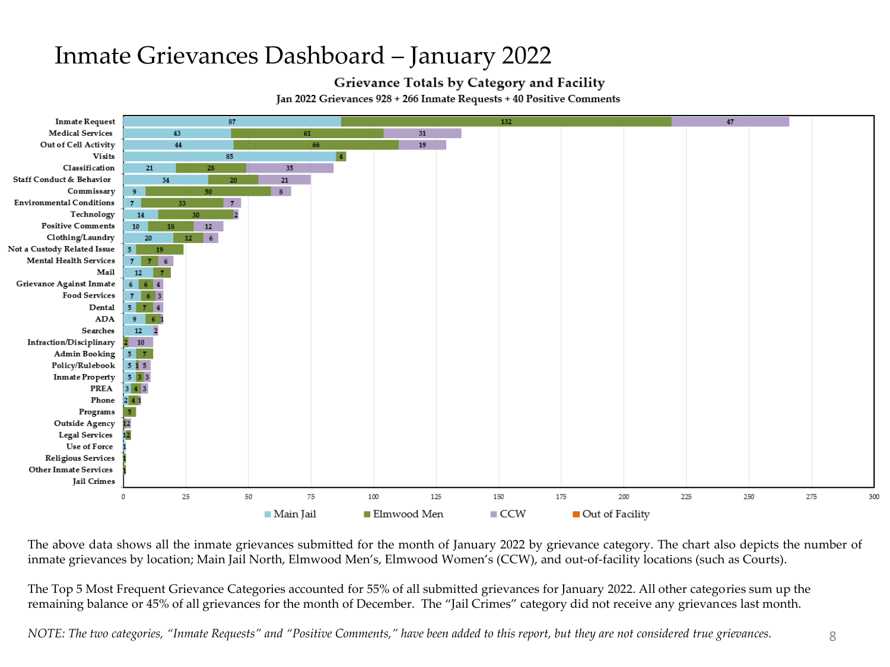# Inmate Grievances Dashboard – January 2022

**Grievance Totals by Category and Facility**

**Jan 2022 Grievances 928 + 266 Inmate Requests + 40 Positive Comments**

| Category | Main Jail | Elmwood Men | CCW | Out of Facility |
|---|---|---|---|---|
| Inmate Request | 87 | 132 | 47 | |
| Medical Services | 43 | 61 | 31 | |
| Out of Cell Activity | 44 | 66 | 19 | |
| Visits | 85 | 4 | | |
| Classification | 21 | 28 | 35 | |
| Staff Conduct & Behavior | 34 | 20 | 21 | |
| Commissary | 9 | 50 | 8 | |
| Environmental Conditions | 7 | 33 | 7 | |
| Technology | 14 | 30 | 2 | |
| Positive Comments | 10 | 18 | 12 | |
| Clothing/Laundry | 20 | 12 | 6 | |
| Not a Custody Related Issue | 5 | 19 | | |
| Mental Health Services | 7 | 7 | 6 | |
| Mail | 12 | 7 | | |
| Grievance Against Inmate | 6 | 6 | 4 | |
| Food Services | 7 | 6 | 3 | |
| Dental | 5 | 7 | 4 | |
| ADA | 9 | 6 | 1 | |
| Searches | 12 | | 2 | |
| Infraction/Disciplinary | | 2 | 10 | |
| Admin Booking | 5 | 7 | | |
| Policy/Rulebook | 5 | 1 | 5 | |
| Inmate Property | 5 | 3 | 3 | |
| PREA | 3 | 4 | 3 | |
| Phone | 2 | 4 | 1 | |
| Programs | | 5 | | |
| Outside Agency | | 1 | 2 | |
| Legal Services | 1 | 2 | | |
| Use of Force | 1 | | | |
| Religious Services | | 1 | | |
| Other Inmate Services | | 1 | | |
| Jail Crimes | | | | |

The above data shows all the inmate grievances submitted for the month of January 2022 by grievance category. The chart also depicts the number of inmate grievances by location; Main Jail North, Elmwood Men's, Elmwood Women's (CCW), and out-of-facility locations (such as Courts).

The Top 5 Most Frequent Grievance Categories accounted for 55% of all submitted grievances for January 2022. All other categories sum up the remaining balance or 45% of all grievances for the month of December. The "Jail Crimes" category did not receive any grievances last month.

*NOTE: The two categories, "Inmate Requests" and "Positive Comments," have been added to this report, but they are not considered true grievances.*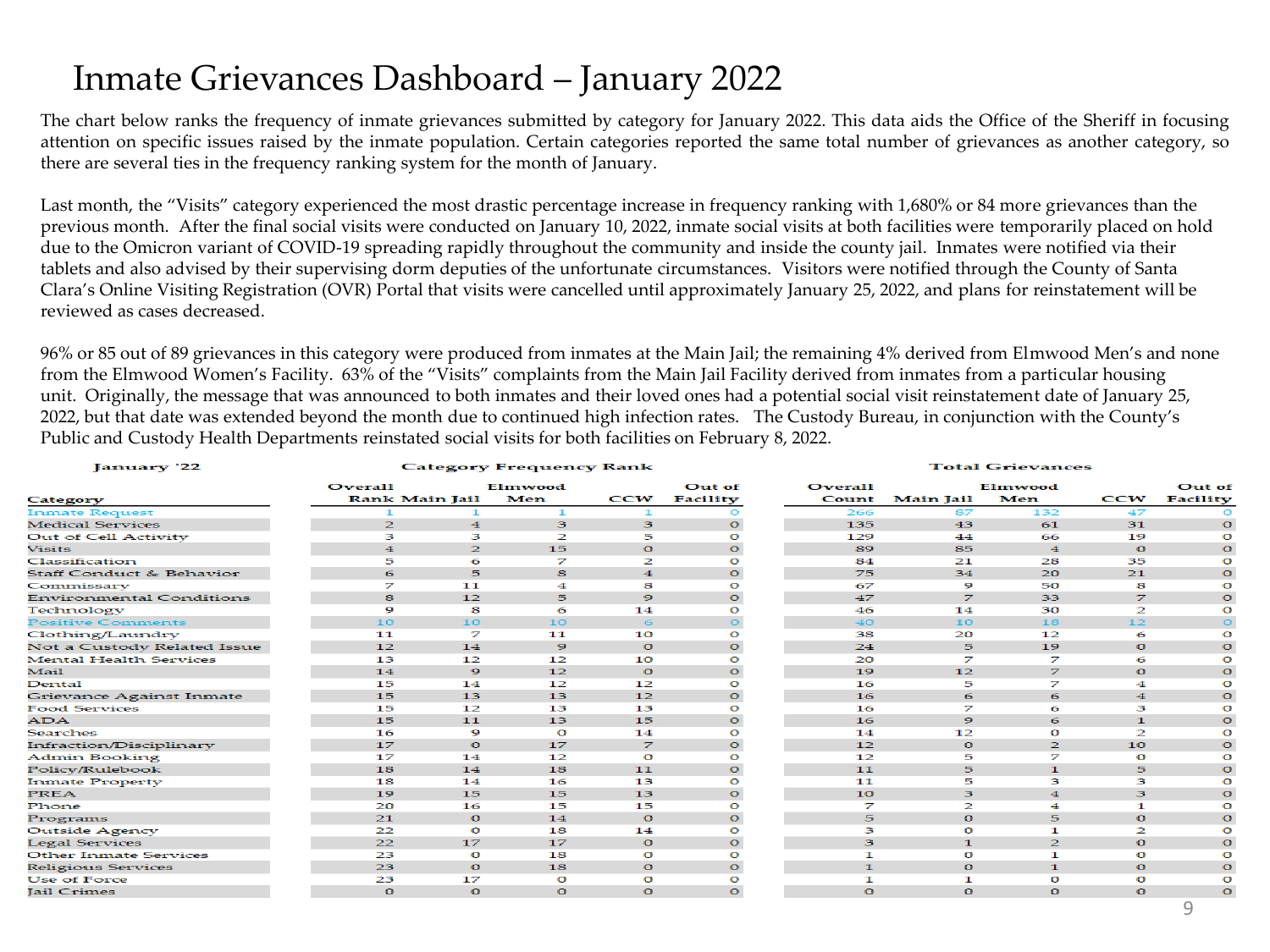# Inmate Grievances Dashboard – January 2022

The chart below ranks the frequency of inmate grievances submitted by category for January 2022. This data aids the Office of the Sheriff in focusing attention on specific issues raised by the inmate population. Certain categories reported the same total number of grievances as another category, so there are several ties in the frequency ranking system for the month of January.

Last month, the "Visits" category experienced the most drastic percentage increase in frequency ranking with 1,680% or 84 more grievances than the previous month. After the final social visits were conducted on January 10, 2022, inmate social visits at both facilities were temporarily placed on hold due to the Omicron variant of COVID-19 spreading rapidly throughout the community and inside the county jail. Inmates were notified via their tablets and also advised by their supervising dorm deputies of the unfortunate circumstances. Visitors were notified through the County of Santa Clara's Online Visiting Registration (OVR) Portal that visits were cancelled until approximately January 25, 2022, and plans for reinstatement will be reviewed as cases decreased.

96% or 85 out of 89 grievances in this category were produced from inmates at the Main Jail; the remaining 4% derived from Elmwood Men's and none from the Elmwood Women's Facility. 63% of the "Visits" complaints from the Main Jail Facility derived from inmates from a particular housing unit. Originally, the message that was announced to both inmates and their loved ones had a potential social visit reinstatement date of January 25, 2022, but that date was extended beyond the month due to continued high infection rates. The Custody Bureau, in conjunction with the County's Public and Custody Health Departments reinstated social visits for both facilities on February 8, 2022.

| January '22 | Category Frequency Rank | | | | | Total Grievances | | | | |
|---|---|---|---|---|---|---|---|---|---|---|
| Category | Overall Rank | Main Jail | Elmwood Men | CCW | Out of Facility | Overall Count | Main Jail | Elmwood Men | CCW | Out of Facility |
| Inmate Request | 1 | 1 | 1 | 1 | 0 | 266 | 87 | 132 | 47 | 0 |
| Medical Services | 2 | 4 | 3 | 3 | 0 | 135 | 43 | 61 | 31 | 0 |
| Out of Cell Activity | 3 | 3 | 2 | 5 | 0 | 129 | 44 | 66 | 19 | 0 |
| Visits | 4 | 2 | 15 | 0 | 0 | 89 | 85 | 4 | 0 | 0 |
| Classification | 5 | 6 | 7 | 2 | 0 | 84 | 21 | 28 | 35 | 0 |
| Staff Conduct & Behavior | 6 | 5 | 8 | 4 | 0 | 75 | 34 | 20 | 21 | 0 |
| Commissary | 7 | 11 | 4 | 8 | 0 | 67 | 9 | 50 | 8 | 0 |
| Environmental Conditions | 8 | 12 | 5 | 9 | 0 | 47 | 7 | 33 | 7 | 0 |
| Technology | 9 | 8 | 6 | 14 | 0 | 46 | 14 | 30 | 2 | 0 |
| Positive Comments | 10 | 10 | 10 | 6 | 0 | 40 | 10 | 18 | 12 | 0 |
| Clothing/Laundry | 11 | 7 | 11 | 10 | 0 | 38 | 20 | 12 | 6 | 0 |
| Not a Custody Related Issue | 12 | 14 | 9 | 0 | 0 | 24 | 5 | 19 | 0 | 0 |
| Mental Health Services | 13 | 12 | 12 | 10 | 0 | 20 | 7 | 7 | 6 | 0 |
| Mail | 14 | 9 | 12 | 0 | 0 | 19 | 12 | 7 | 0 | 0 |
| Dental | 15 | 14 | 12 | 12 | 0 | 16 | 5 | 7 | 4 | 0 |
| Grievance Against Inmate | 15 | 13 | 13 | 12 | 0 | 16 | 6 | 6 | 4 | 0 |
| Food Services | 15 | 12 | 13 | 13 | 0 | 16 | 7 | 6 | 3 | 0 |
| ADA | 15 | 11 | 13 | 15 | 0 | 16 | 9 | 6 | 1 | 0 |
| Searches | 16 | 9 | 0 | 14 | 0 | 14 | 12 | 0 | 2 | 0 |
| Infraction/Disciplinary | 17 | 0 | 17 | 7 | 0 | 12 | 0 | 2 | 10 | 0 |
| Admin Booking | 17 | 14 | 12 | 0 | 0 | 12 | 5 | 7 | 0 | 0 |
| Policy/Rulebook | 18 | 14 | 18 | 11 | 0 | 11 | 5 | 1 | 5 | 0 |
| Inmate Property | 18 | 14 | 16 | 13 | 0 | 11 | 5 | 3 | 3 | 0 |
| PREA | 19 | 15 | 15 | 13 | 0 | 10 | 3 | 4 | 3 | 0 |
| Phone | 20 | 16 | 15 | 15 | 0 | 7 | 2 | 4 | 1 | 0 |
| Programs | 21 | 0 | 14 | 0 | 0 | 5 | 0 | 5 | 0 | 0 |
| Outside Agency | 22 | 0 | 18 | 14 | 0 | 3 | 0 | 1 | 2 | 0 |
| Legal Services | 22 | 17 | 17 | 0 | 0 | 3 | 1 | 2 | 0 | 0 |
| Other Inmate Services | 23 | 0 | 18 | 0 | 0 | 1 | 0 | 1 | 0 | 0 |
| Religious Services | 23 | 0 | 18 | 0 | 0 | 1 | 0 | 1 | 0 | 0 |
| Use of Force | 23 | 17 | 0 | 0 | 0 | 1 | 1 | 0 | 0 | 0 |
| Jail Crimes | 0 | 0 | 0 | 0 | 0 | 0 | 0 | 0 | 0 | 0 |